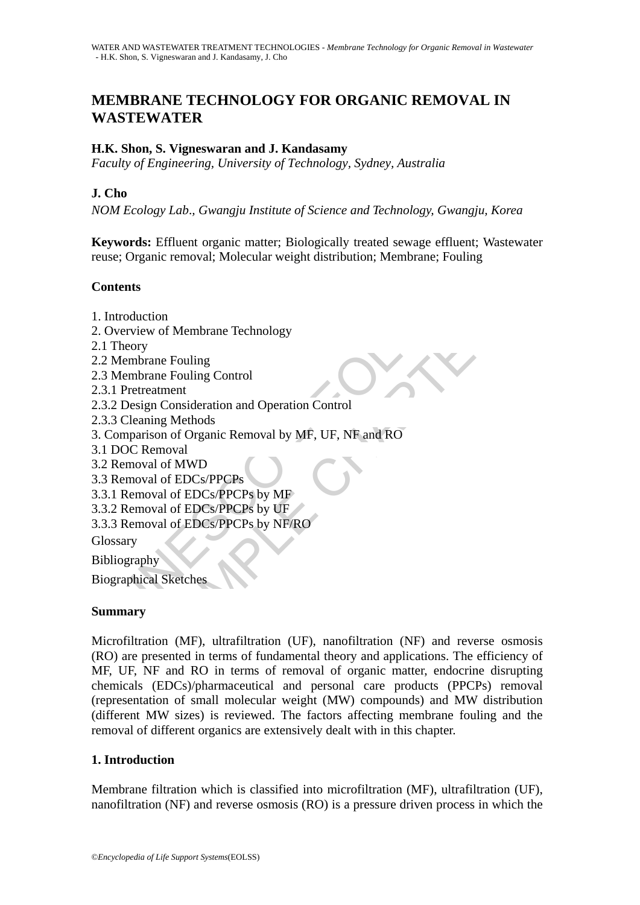# MEMBRANE TECHNOLOGY FOR ORGANIC REMOVAL IN WASTEWATER

**H.K. Shon, S. Vigneswaran and J. Kandasamy**

*Faculty of Engineering, University of Technology, Sydney, Australia*

**J. Cho**

*NOM Ecology Lab., Gwangju Institute of Science and Technology, Gwangju, Korea*

**Keywords:** Effluent organic matter; Biologically treated sewage effluent; Wastewater reuse; Organic removal; Molecular weight distribution; Membrane; Fouling

**Contents**

1. Introduction
2. Overview of Membrane Technology
2.1 Theory
2.2 Membrane Fouling
2.3 Membrane Fouling Control
2.3.1 Pretreatment
2.3.2 Design Consideration and Operation Control
2.3.3 Cleaning Methods
3. Comparison of Organic Removal by MF, UF, NF and RO
3.1 DOC Removal
3.2 Removal of MWD
3.3 Removal of EDCs/PPCPs
3.3.1 Removal of EDCs/PPCPs by MF
3.3.2 Removal of EDCs/PPCPs by UF
3.3.3 Removal of EDCs/PPCPs by NF/RO

Glossary

Bibliography

Biographical Sketches

**Summary**

Microfiltration (MF), ultrafiltration (UF), nanofiltration (NF) and reverse osmosis (RO) are presented in terms of fundamental theory and applications. The efficiency of MF, UF, NF and RO in terms of removal of organic matter, endocrine disrupting chemicals (EDCs)/pharmaceutical and personal care products (PPCPs) removal (representation of small molecular weight (MW) compounds) and MW distribution (different MW sizes) is reviewed. The factors affecting membrane fouling and the removal of different organics are extensively dealt with in this chapter.

## 1. Introduction

Membrane filtration which is classified into microfiltration (MF), ultrafiltration (UF), nanofiltration (NF) and reverse osmosis (RO) is a pressure driven process in which the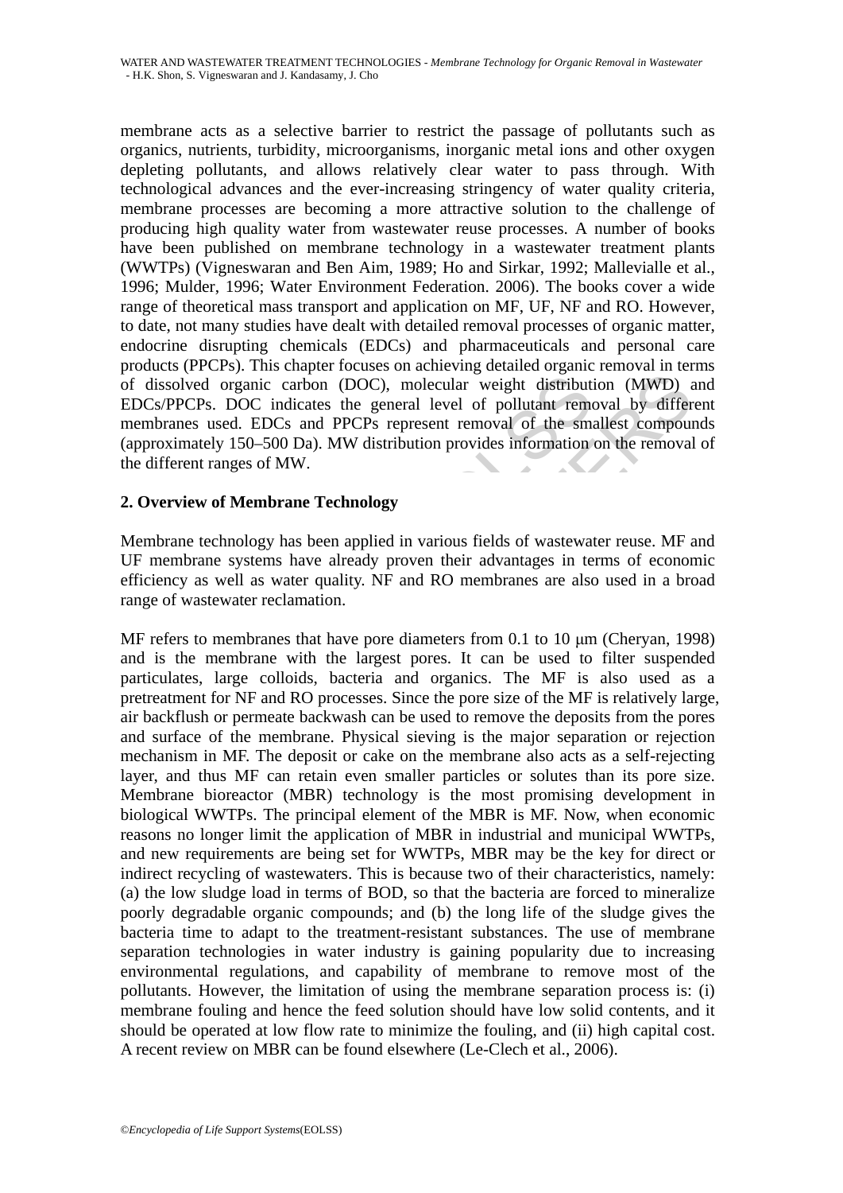membrane acts as a selective barrier to restrict the passage of pollutants such as organics, nutrients, turbidity, microorganisms, inorganic metal ions and other oxygen depleting pollutants, and allows relatively clear water to pass through. With technological advances and the ever-increasing stringency of water quality criteria, membrane processes are becoming a more attractive solution to the challenge of producing high quality water from wastewater reuse processes. A number of books have been published on membrane technology in a wastewater treatment plants (WWTPs) (Vigneswaran and Ben Aim, 1989; Ho and Sirkar, 1992; Mallevialle et al., 1996; Mulder, 1996; Water Environment Federation. 2006). The books cover a wide range of theoretical mass transport and application on MF, UF, NF and RO. However, to date, not many studies have dealt with detailed removal processes of organic matter, endocrine disrupting chemicals (EDCs) and pharmaceuticals and personal care products (PPCPs). This chapter focuses on achieving detailed organic removal in terms of dissolved organic carbon (DOC), molecular weight distribution (MWD) and EDCs/PPCPs. DOC indicates the general level of pollutant removal by different membranes used. EDCs and PPCPs represent removal of the smallest compounds (approximately 150–500 Da). MW distribution provides information on the removal of the different ranges of MW.

## 2. Overview of Membrane Technology

Membrane technology has been applied in various fields of wastewater reuse. MF and UF membrane systems have already proven their advantages in terms of economic efficiency as well as water quality. NF and RO membranes are also used in a broad range of wastewater reclamation.

MF refers to membranes that have pore diameters from 0.1 to 10 μm (Cheryan, 1998) and is the membrane with the largest pores. It can be used to filter suspended particulates, large colloids, bacteria and organics. The MF is also used as a pretreatment for NF and RO processes. Since the pore size of the MF is relatively large, air backflush or permeate backwash can be used to remove the deposits from the pores and surface of the membrane. Physical sieving is the major separation or rejection mechanism in MF. The deposit or cake on the membrane also acts as a self-rejecting layer, and thus MF can retain even smaller particles or solutes than its pore size. Membrane bioreactor (MBR) technology is the most promising development in biological WWTPs. The principal element of the MBR is MF. Now, when economic reasons no longer limit the application of MBR in industrial and municipal WWTPs, and new requirements are being set for WWTPs, MBR may be the key for direct or indirect recycling of wastewaters. This is because two of their characteristics, namely: (a) the low sludge load in terms of BOD, so that the bacteria are forced to mineralize poorly degradable organic compounds; and (b) the long life of the sludge gives the bacteria time to adapt to the treatment-resistant substances. The use of membrane separation technologies in water industry is gaining popularity due to increasing environmental regulations, and capability of membrane to remove most of the pollutants. However, the limitation of using the membrane separation process is: (i) membrane fouling and hence the feed solution should have low solid contents, and it should be operated at low flow rate to minimize the fouling, and (ii) high capital cost. A recent review on MBR can be found elsewhere (Le-Clech et al., 2006).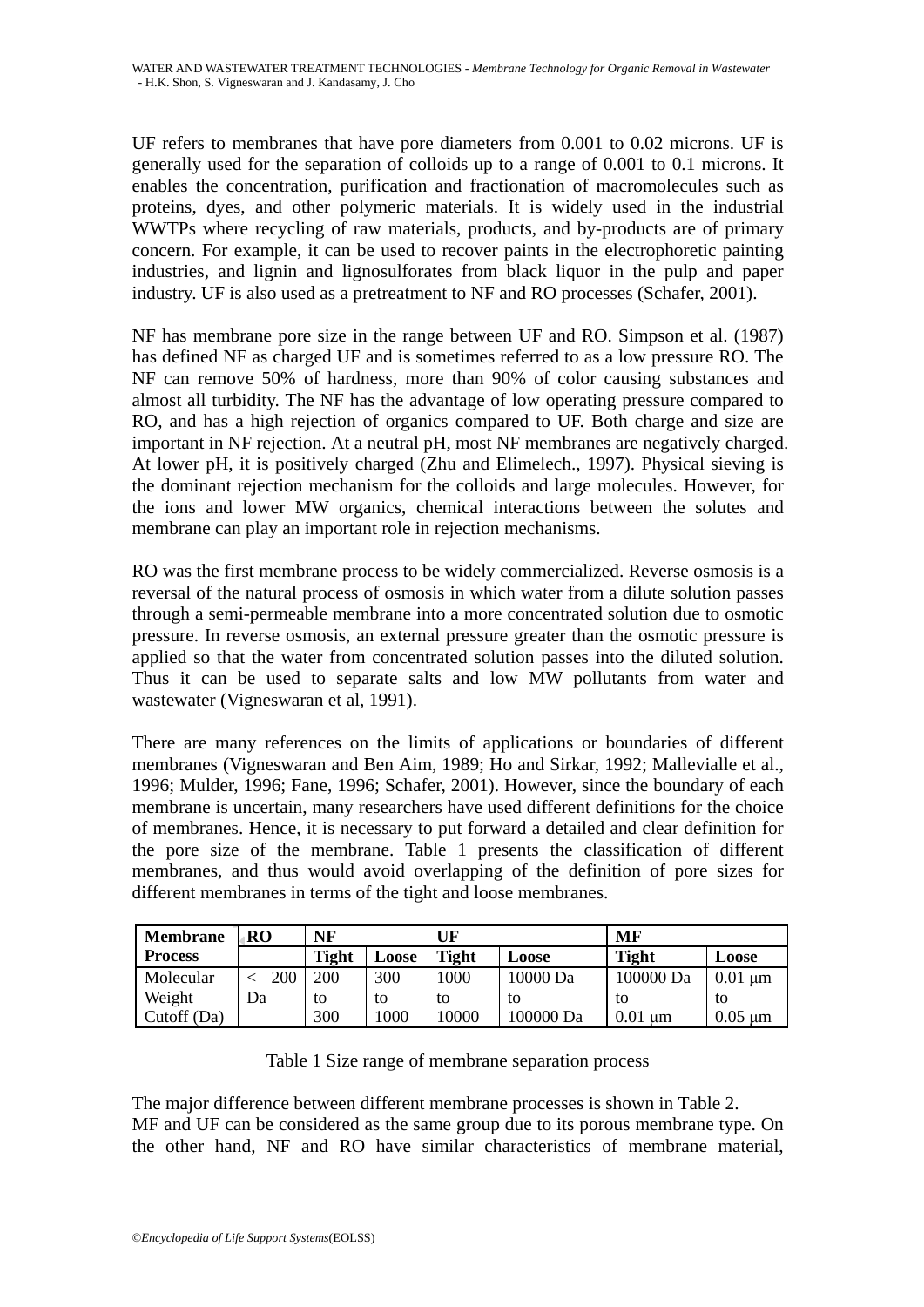UF refers to membranes that have pore diameters from 0.001 to 0.02 microns. UF is generally used for the separation of colloids up to a range of 0.001 to 0.1 microns. It enables the concentration, purification and fractionation of macromolecules such as proteins, dyes, and other polymeric materials. It is widely used in the industrial WWTPs where recycling of raw materials, products, and by-products are of primary concern. For example, it can be used to recover paints in the electrophoretic painting industries, and lignin and lignosulforates from black liquor in the pulp and paper industry. UF is also used as a pretreatment to NF and RO processes (Schafer, 2001).

NF has membrane pore size in the range between UF and RO. Simpson et al. (1987) has defined NF as charged UF and is sometimes referred to as a low pressure RO. The NF can remove 50% of hardness, more than 90% of color causing substances and almost all turbidity. The NF has the advantage of low operating pressure compared to RO, and has a high rejection of organics compared to UF. Both charge and size are important in NF rejection. At a neutral pH, most NF membranes are negatively charged. At lower pH, it is positively charged (Zhu and Elimelech., 1997). Physical sieving is the dominant rejection mechanism for the colloids and large molecules. However, for the ions and lower MW organics, chemical interactions between the solutes and membrane can play an important role in rejection mechanisms.

RO was the first membrane process to be widely commercialized. Reverse osmosis is a reversal of the natural process of osmosis in which water from a dilute solution passes through a semi-permeable membrane into a more concentrated solution due to osmotic pressure. In reverse osmosis, an external pressure greater than the osmotic pressure is applied so that the water from concentrated solution passes into the diluted solution. Thus it can be used to separate salts and low MW pollutants from water and wastewater (Vigneswaran et al, 1991).

There are many references on the limits of applications or boundaries of different membranes (Vigneswaran and Ben Aim, 1989; Ho and Sirkar, 1992; Mallevialle et al., 1996; Mulder, 1996; Fane, 1996; Schafer, 2001). However, since the boundary of each membrane is uncertain, many researchers have used different definitions for the choice of membranes. Hence, it is necessary to put forward a detailed and clear definition for the pore size of the membrane. Table 1 presents the classification of different membranes, and thus would avoid overlapping of the definition of pore sizes for different membranes in terms of the tight and loose membranes.

| **Membrane Process** | **RO** | **NF** | | **UF** | | **MF** | |
|---|---|---|---|---|---|---|---|
| | | **Tight** | **Loose** | **Tight** | **Loose** | **Tight** | **Loose** |
| Molecular Weight Cutoff (Da) | < 200 Da | 200 to 300 | 300 to 1000 | 1000 to 10000 | 10000 Da to 100000 Da | 100000 Da to 0.01 µm | 0.01 µm to 0.05 µm |

Table 1 Size range of membrane separation process

The major difference between different membrane processes is shown in Table 2.
MF and UF can be considered as the same group due to its porous membrane type. On the other hand, NF and RO have similar characteristics of membrane material,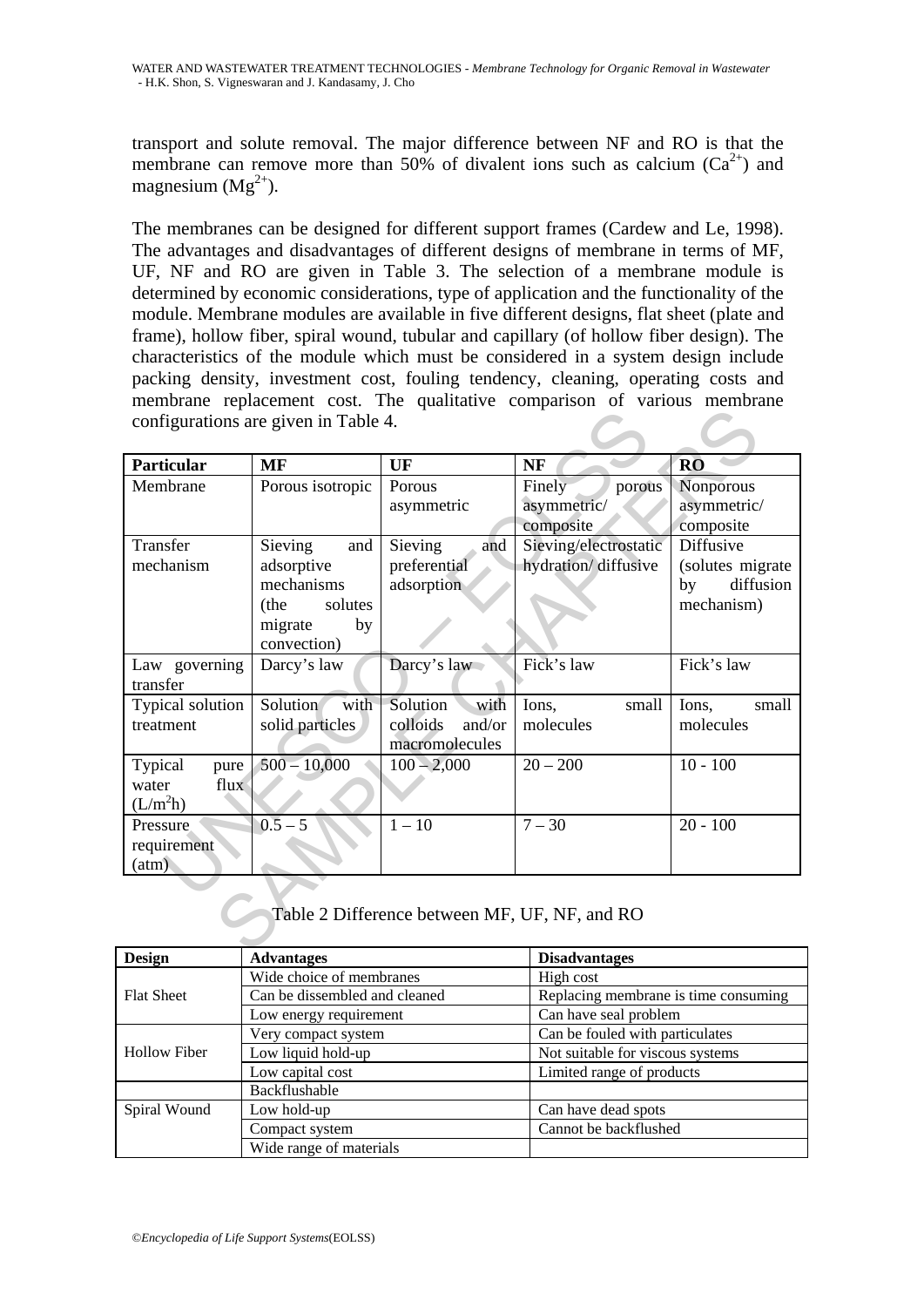transport and solute removal. The major difference between NF and RO is that the membrane can remove more than 50% of divalent ions such as calcium ($Ca^{2+}$) and magnesium ($Mg^{2+}$).

The membranes can be designed for different support frames (Cardew and Le, 1998). The advantages and disadvantages of different designs of membrane in terms of MF, UF, NF and RO are given in Table 3. The selection of a membrane module is determined by economic considerations, type of application and the functionality of the module. Membrane modules are available in five different designs, flat sheet (plate and frame), hollow fiber, spiral wound, tubular and capillary (of hollow fiber design). The characteristics of the module which must be considered in a system design include packing density, investment cost, fouling tendency, cleaning, operating costs and membrane replacement cost. The qualitative comparison of various membrane configurations are given in Table 4.

| Particular | MF | UF | NF | RO |
|---|---|---|---|---|
| Membrane | Porous isotropic | Porous asymmetric | Finely porous asymmetric/ composite | Nonporous asymmetric/ composite |
| Transfer mechanism | Sieving and adsorptive mechanisms (the solutes migrate by convection) | Sieving and preferential adsorption | Sieving/electrostatic hydration/ diffusive | Diffusive (solutes migrate by diffusion mechanism) |
| Law governing transfer | Darcy's law | Darcy's law | Fick's law | Fick's law |
| Typical solution treatment | Solution with solid particles | Solution with colloids and/or macromolecules | Ions, small molecules | Ions, small molecules |
| Typical pure water flux ($L/m^2h$) | 500 – 10,000 | 100 – 2,000 | 20 – 200 | 10 - 100 |
| Pressure requirement (atm) | 0.5 – 5 | 1 – 10 | 7 – 30 | 20 - 100 |

Table 2 Difference between MF, UF, NF, and RO

| Design | Advantages | Disadvantages |
|---|---|---|
| Flat Sheet | Wide choice of membranes | High cost |
| | Can be dissembled and cleaned | Replacing membrane is time consuming |
| | Low energy requirement | Can have seal problem |
| Hollow Fiber | Very compact system | Can be fouled with particulates |
| | Low liquid hold-up | Not suitable for viscous systems |
| | Low capital cost | Limited range of products |
| | Backflushable | |
| Spiral Wound | Low hold-up | Can have dead spots |
| | Compact system | Cannot be backflushed |
| | Wide range of materials | |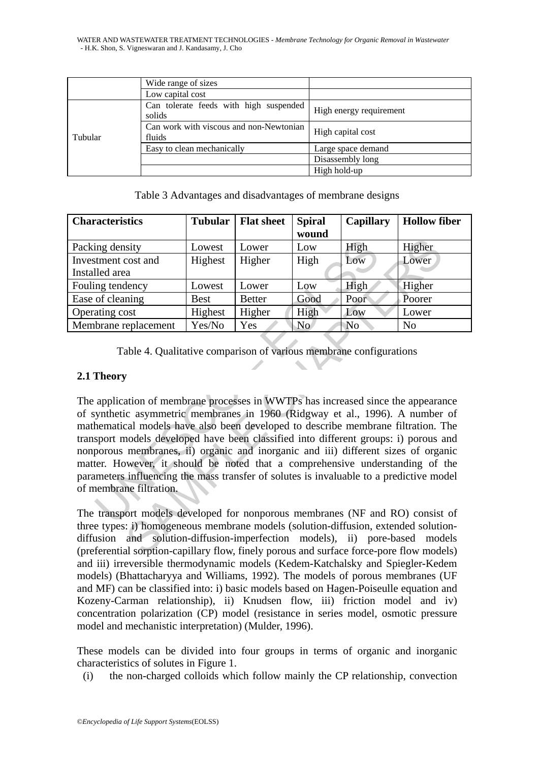| | | |
|---|---|---|
| | Wide range of sizes | |
| | Low capital cost | |
| Tubular | Can tolerate feeds with high suspended solids | High energy requirement |
| | Can work with viscous and non-Newtonian fluids | High capital cost |
| | Easy to clean mechanically | Large space demand |
| | | Disassembly long |
| | | High hold-up |

Table 3 Advantages and disadvantages of membrane designs

| Characteristics | Tubular | Flat sheet | Spiral wound | Capillary | Hollow fiber |
|---|---|---|---|---|---|
| Packing density | Lowest | Lower | Low | High | Higher |
| Investment cost and Installed area | Highest | Higher | High | Low | Lower |
| Fouling tendency | Lowest | Lower | Low | High | Higher |
| Ease of cleaning | Best | Better | Good | Poor | Poorer |
| Operating cost | Highest | Higher | High | Low | Lower |
| Membrane replacement | Yes/No | Yes | No | No | No |

Table 4. Qualitative comparison of various membrane configurations

## 2.1 Theory

The application of membrane processes in WWTPs has increased since the appearance of synthetic asymmetric membranes in 1960 (Ridgway et al., 1996). A number of mathematical models have also been developed to describe membrane filtration. The transport models developed have been classified into different groups: i) porous and nonporous membranes, ii) organic and inorganic and iii) different sizes of organic matter. However, it should be noted that a comprehensive understanding of the parameters influencing the mass transfer of solutes is invaluable to a predictive model of membrane filtration.

The transport models developed for nonporous membranes (NF and RO) consist of three types: i) homogeneous membrane models (solution-diffusion, extended solution-diffusion and solution-diffusion-imperfection models), ii) pore-based models (preferential sorption-capillary flow, finely porous and surface force-pore flow models) and iii) irreversible thermodynamic models (Kedem-Katchalsky and Spiegler-Kedem models) (Bhattacharyya and Williams, 1992). The models of porous membranes (UF and MF) can be classified into: i) basic models based on Hagen-Poiseulle equation and Kozeny-Carman relationship), ii) Knudsen flow, iii) friction model and iv) concentration polarization (CP) model (resistance in series model, osmotic pressure model and mechanistic interpretation) (Mulder, 1996).

These models can be divided into four groups in terms of organic and inorganic characteristics of solutes in Figure 1.

(i) the non-charged colloids which follow mainly the CP relationship, convection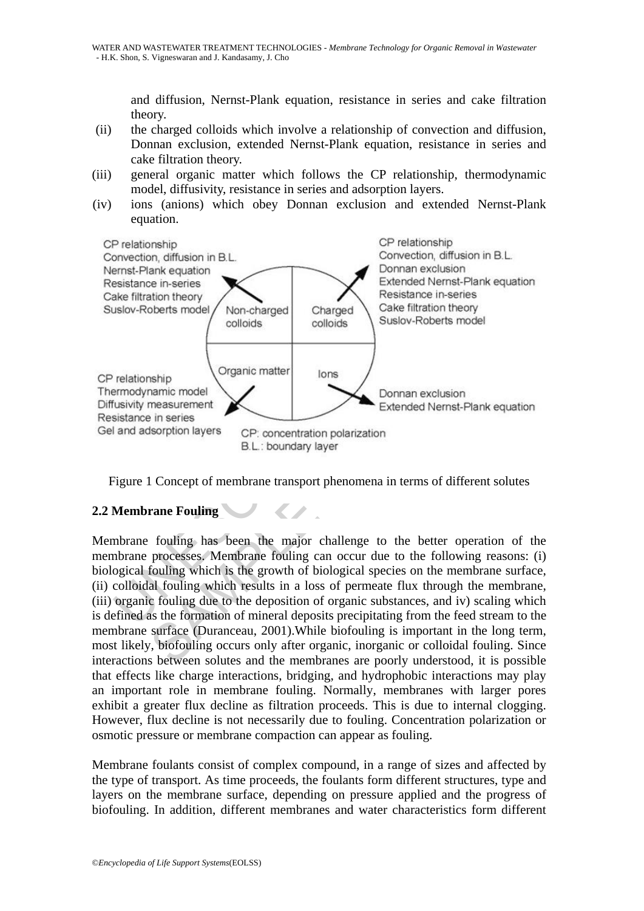and diffusion, Nernst-Plank equation, resistance in series and cake filtration theory.

(ii) the charged colloids which involve a relationship of convection and diffusion, Donnan exclusion, extended Nernst-Plank equation, resistance in series and cake filtration theory.

(iii) general organic matter which follows the CP relationship, thermodynamic model, diffusivity, resistance in series and adsorption layers.

(iv) ions (anions) which obey Donnan exclusion and extended Nernst-Plank equation.

Figure 1 Concept of membrane transport phenomena in terms of different solutes

## 2.2 Membrane Fouling

Membrane fouling has been the major challenge to the better operation of the membrane processes. Membrane fouling can occur due to the following reasons: (i) biological fouling which is the growth of biological species on the membrane surface, (ii) colloidal fouling which results in a loss of permeate flux through the membrane, (iii) organic fouling due to the deposition of organic substances, and iv) scaling which is defined as the formation of mineral deposits precipitating from the feed stream to the membrane surface (Duranceau, 2001).While biofouling is important in the long term, most likely, biofouling occurs only after organic, inorganic or colloidal fouling. Since interactions between solutes and the membranes are poorly understood, it is possible that effects like charge interactions, bridging, and hydrophobic interactions may play an important role in membrane fouling. Normally, membranes with larger pores exhibit a greater flux decline as filtration proceeds. This is due to internal clogging. However, flux decline is not necessarily due to fouling. Concentration polarization or osmotic pressure or membrane compaction can appear as fouling.

Membrane foulants consist of complex compound, in a range of sizes and affected by the type of transport. As time proceeds, the foulants form different structures, type and layers on the membrane surface, depending on pressure applied and the progress of biofouling. In addition, different membranes and water characteristics form different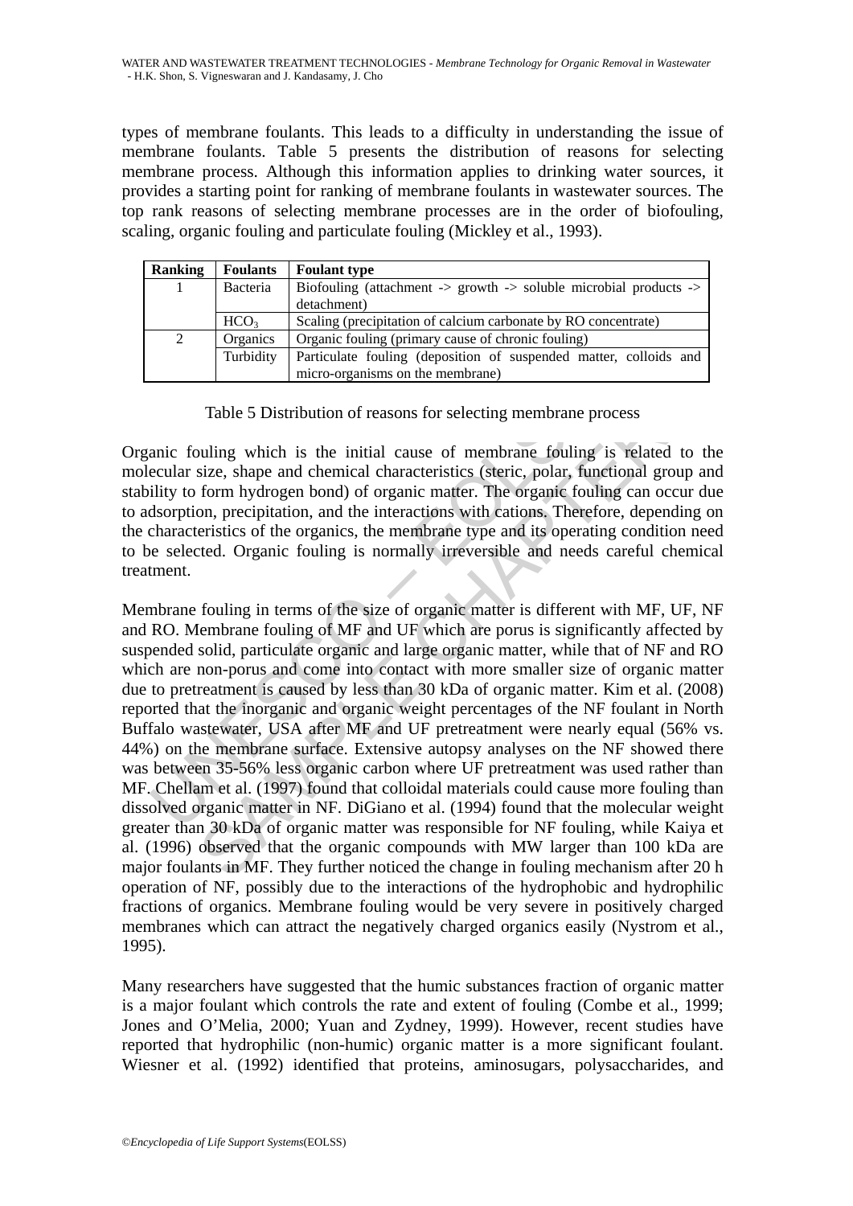types of membrane foulants. This leads to a difficulty in understanding the issue of membrane foulants. Table 5 presents the distribution of reasons for selecting membrane process. Although this information applies to drinking water sources, it provides a starting point for ranking of membrane foulants in wastewater sources. The top rank reasons of selecting membrane processes are in the order of biofouling, scaling, organic fouling and particulate fouling (Mickley et al., 1993).

| Ranking | Foulants | Foulant type |
|---|---|---|
| 1 | Bacteria | Biofouling (attachment -> growth -> soluble microbial products -> detachment) |
| | $HCO_3$ | Scaling (precipitation of calcium carbonate by RO concentrate) |
| 2 | Organics | Organic fouling (primary cause of chronic fouling) |
| | Turbidity | Particulate fouling (deposition of suspended matter, colloids and micro-organisms on the membrane) |

Table 5 Distribution of reasons for selecting membrane process

Organic fouling which is the initial cause of membrane fouling is related to the molecular size, shape and chemical characteristics (steric, polar, functional group and stability to form hydrogen bond) of organic matter. The organic fouling can occur due to adsorption, precipitation, and the interactions with cations. Therefore, depending on the characteristics of the organics, the membrane type and its operating condition need to be selected. Organic fouling is normally irreversible and needs careful chemical treatment.

Membrane fouling in terms of the size of organic matter is different with MF, UF, NF and RO. Membrane fouling of MF and UF which are porus is significantly affected by suspended solid, particulate organic and large organic matter, while that of NF and RO which are non-porus and come into contact with more smaller size of organic matter due to pretreatment is caused by less than 30 kDa of organic matter. Kim et al. (2008) reported that the inorganic and organic weight percentages of the NF foulant in North Buffalo wastewater, USA after MF and UF pretreatment were nearly equal (56% vs. 44%) on the membrane surface. Extensive autopsy analyses on the NF showed there was between 35-56% less organic carbon where UF pretreatment was used rather than MF. Chellam et al. (1997) found that colloidal materials could cause more fouling than dissolved organic matter in NF. DiGiano et al. (1994) found that the molecular weight greater than 30 kDa of organic matter was responsible for NF fouling, while Kaiya et al. (1996) observed that the organic compounds with MW larger than 100 kDa are major foulants in MF. They further noticed the change in fouling mechanism after 20 h operation of NF, possibly due to the interactions of the hydrophobic and hydrophilic fractions of organics. Membrane fouling would be very severe in positively charged membranes which can attract the negatively charged organics easily (Nystrom et al., 1995).

Many researchers have suggested that the humic substances fraction of organic matter is a major foulant which controls the rate and extent of fouling (Combe et al., 1999; Jones and O'Melia, 2000; Yuan and Zydney, 1999). However, recent studies have reported that hydrophilic (non-humic) organic matter is a more significant foulant. Wiesner et al. (1992) identified that proteins, aminosugars, polysaccharides, and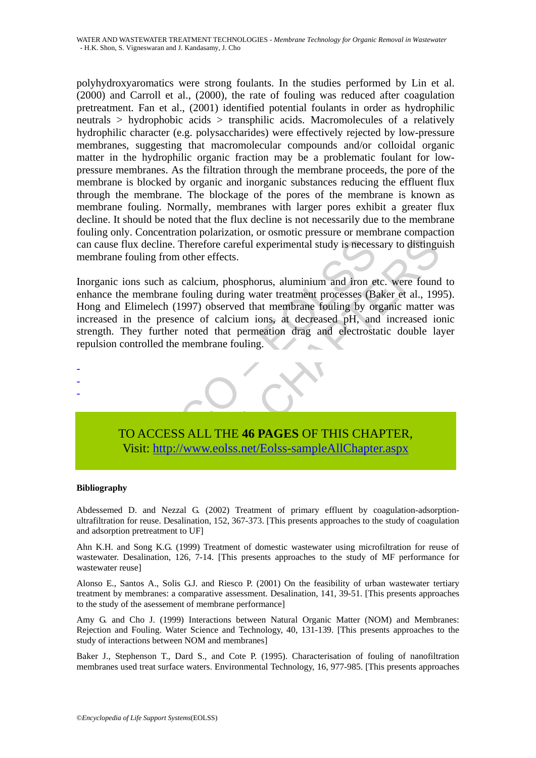polyhydroxyaromatics were strong foulants. In the studies performed by Lin et al. (2000) and Carroll et al., (2000), the rate of fouling was reduced after coagulation pretreatment. Fan et al., (2001) identified potential foulants in order as hydrophilic neutrals > hydrophobic acids > transphilic acids. Macromolecules of a relatively hydrophilic character (e.g. polysaccharides) were effectively rejected by low-pressure membranes, suggesting that macromolecular compounds and/or colloidal organic matter in the hydrophilic organic fraction may be a problematic foulant for low-pressure membranes. As the filtration through the membrane proceeds, the pore of the membrane is blocked by organic and inorganic substances reducing the effluent flux through the membrane. The blockage of the pores of the membrane is known as membrane fouling. Normally, membranes with larger pores exhibit a greater flux decline. It should be noted that the flux decline is not necessarily due to the membrane fouling only. Concentration polarization, or osmotic pressure or membrane compaction can cause flux decline. Therefore careful experimental study is necessary to distinguish membrane fouling from other effects.

Inorganic ions such as calcium, phosphorus, aluminium and iron etc. were found to enhance the membrane fouling during water treatment processes (Baker et al., 1995). Hong and Elimelech (1997) observed that membrane fouling by organic matter was increased in the presence of calcium ions, at decreased pH, and increased ionic strength. They further noted that permeation drag and electrostatic double layer repulsion controlled the membrane fouling.

-
-
-

TO ACCESS ALL THE **46 PAGES** OF THIS CHAPTER,
Visit: http://www.eolss.net/Eolss-sampleAllChapter.aspx

#### Bibliography

Abdessemed D. and Nezzal G. (2002) Treatment of primary effluent by coagulation-adsorption-ultrafiltration for reuse. Desalination, 152, 367-373. [This presents approaches to the study of coagulation and adsorption pretreatment to UF]

Ahn K.H. and Song K.G. (1999) Treatment of domestic wastewater using microfiltration for reuse of wastewater. Desalination, 126, 7-14. [This presents approaches to the study of MF performance for wastewater reuse]

Alonso E., Santos A., Solis G.J. and Riesco P. (2001) On the feasibility of urban wastewater tertiary treatment by membranes: a comparative assessment. Desalination, 141, 39-51. [This presents approaches to the study of the asessement of membrane performance]

Amy G. and Cho J. (1999) Interactions between Natural Organic Matter (NOM) and Membranes: Rejection and Fouling. Water Science and Technology, 40, 131-139. [This presents approaches to the study of interactions between NOM and membranes]

Baker J., Stephenson T., Dard S., and Cote P. (1995). Characterisation of fouling of nanofiltration membranes used treat surface waters. Environmental Technology, 16, 977-985. [This presents approaches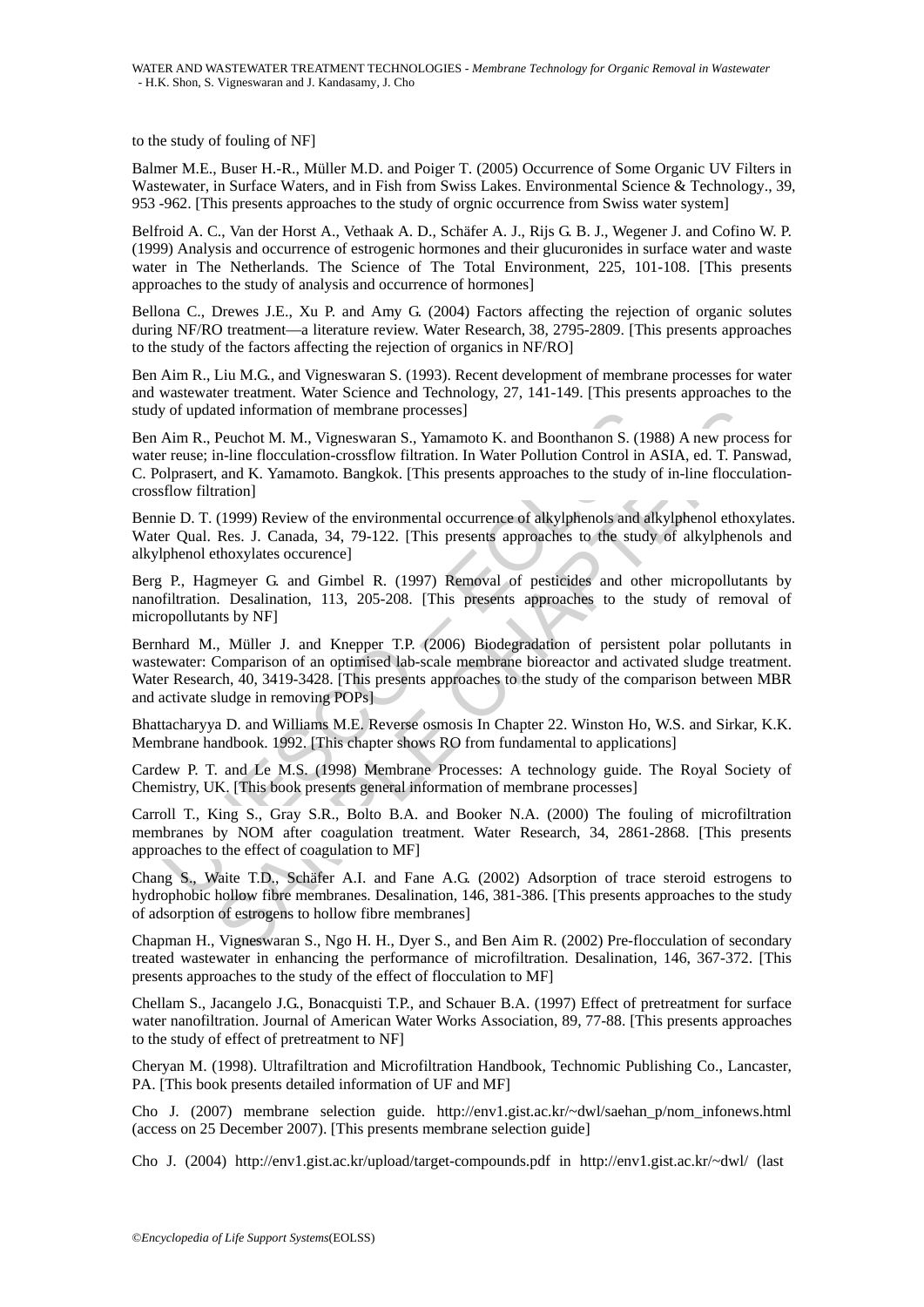to the study of fouling of NF]

Balmer M.E., Buser H.-R., Müller M.D. and Poiger T. (2005) Occurrence of Some Organic UV Filters in Wastewater, in Surface Waters, and in Fish from Swiss Lakes. Environmental Science & Technology., 39, 953 -962. [This presents approaches to the study of orgnic occurrence from Swiss water system]

Belfroid A. C., Van der Horst A., Vethaak A. D., Schäfer A. J., Rijs G. B. J., Wegener J. and Cofino W. P. (1999) Analysis and occurrence of estrogenic hormones and their glucuronides in surface water and waste water in The Netherlands. The Science of The Total Environment, 225, 101-108. [This presents approaches to the study of analysis and occurrence of hormones]

Bellona C., Drewes J.E., Xu P. and Amy G. (2004) Factors affecting the rejection of organic solutes during NF/RO treatment—a literature review. Water Research, 38, 2795-2809. [This presents approaches to the study of the factors affecting the rejection of organics in NF/RO]

Ben Aim R., Liu M.G., and Vigneswaran S. (1993). Recent development of membrane processes for water and wastewater treatment. Water Science and Technology, 27, 141-149. [This presents approaches to the study of updated information of membrane processes]

Ben Aim R., Peuchot M. M., Vigneswaran S., Yamamoto K. and Boonthanon S. (1988) A new process for water reuse; in-line flocculation-crossflow filtration. In Water Pollution Control in ASIA, ed. T. Panswad, C. Polprasert, and K. Yamamoto. Bangkok. [This presents approaches to the study of in-line flocculation-crossflow filtration]

Bennie D. T. (1999) Review of the environmental occurrence of alkylphenols and alkylphenol ethoxylates. Water Qual. Res. J. Canada, 34, 79-122. [This presents approaches to the study of alkylphenols and alkylphenol ethoxylates occurence]

Berg P., Hagmeyer G. and Gimbel R. (1997) Removal of pesticides and other micropollutants by nanofiltration. Desalination, 113, 205-208. [This presents approaches to the study of removal of micropollutants by NF]

Bernhard M., Müller J. and Knepper T.P. (2006) Biodegradation of persistent polar pollutants in wastewater: Comparison of an optimised lab-scale membrane bioreactor and activated sludge treatment. Water Research, 40, 3419-3428. [This presents approaches to the study of the comparison between MBR and activate sludge in removing POPs]

Bhattacharyya D. and Williams M.E. Reverse osmosis In Chapter 22. Winston Ho, W.S. and Sirkar, K.K. Membrane handbook. 1992. [This chapter shows RO from fundamental to applications]

Cardew P. T. and Le M.S. (1998) Membrane Processes: A technology guide. The Royal Society of Chemistry, UK. [This book presents general information of membrane processes]

Carroll T., King S., Gray S.R., Bolto B.A. and Booker N.A. (2000) The fouling of microfiltration membranes by NOM after coagulation treatment. Water Research, 34, 2861-2868. [This presents approaches to the effect of coagulation to MF]

Chang S., Waite T.D., Schäfer A.I. and Fane A.G. (2002) Adsorption of trace steroid estrogens to hydrophobic hollow fibre membranes. Desalination, 146, 381-386. [This presents approaches to the study of adsorption of estrogens to hollow fibre membranes]

Chapman H., Vigneswaran S., Ngo H. H., Dyer S., and Ben Aim R. (2002) Pre-flocculation of secondary treated wastewater in enhancing the performance of microfiltration. Desalination, 146, 367-372. [This presents approaches to the study of the effect of flocculation to MF]

Chellam S., Jacangelo J.G., Bonacquisti T.P., and Schauer B.A. (1997) Effect of pretreatment for surface water nanofiltration. Journal of American Water Works Association, 89, 77-88. [This presents approaches to the study of effect of pretreatment to NF]

Cheryan M. (1998). Ultrafiltration and Microfiltration Handbook, Technomic Publishing Co., Lancaster, PA. [This book presents detailed information of UF and MF]

Cho J. (2007) membrane selection guide. http://env1.gist.ac.kr/~dwl/saehan_p/nom_infonews.html (access on 25 December 2007). [This presents membrane selection guide]

Cho J. (2004) http://env1.gist.ac.kr/upload/target-compounds.pdf in http://env1.gist.ac.kr/~dwl/ (last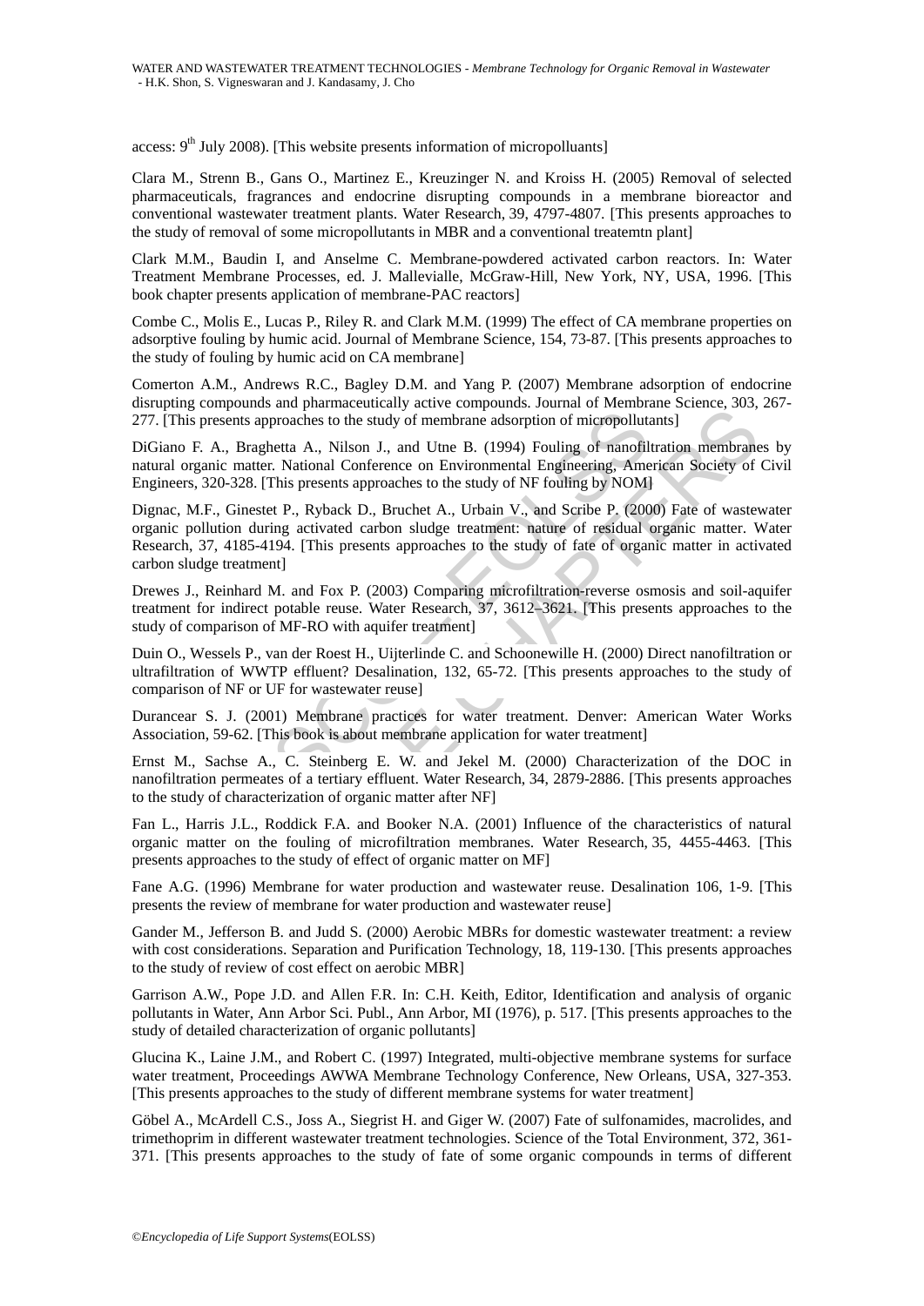access: 9th July 2008). [This website presents information of micropolluants]

Clara M., Strenn B., Gans O., Martinez E., Kreuzinger N. and Kroiss H. (2005) Removal of selected pharmaceuticals, fragrances and endocrine disrupting compounds in a membrane bioreactor and conventional wastewater treatment plants. Water Research, 39, 4797-4807. [This presents approaches to the study of removal of some micropollutants in MBR and a conventional treatemtn plant]

Clark M.M., Baudin I, and Anselme C. Membrane-powdered activated carbon reactors. In: Water Treatment Membrane Processes, ed. J. Mallevialle, McGraw-Hill, New York, NY, USA, 1996. [This book chapter presents application of membrane-PAC reactors]

Combe C., Molis E., Lucas P., Riley R. and Clark M.M. (1999) The effect of CA membrane properties on adsorptive fouling by humic acid. Journal of Membrane Science, 154, 73-87. [This presents approaches to the study of fouling by humic acid on CA membrane]

Comerton A.M., Andrews R.C., Bagley D.M. and Yang P. (2007) Membrane adsorption of endocrine disrupting compounds and pharmaceutically active compounds. Journal of Membrane Science, 303, 267-277. [This presents approaches to the study of membrane adsorption of micropollutants]

DiGiano F. A., Braghetta A., Nilson J., and Utne B. (1994) Fouling of nanofiltration membranes by natural organic matter. National Conference on Environmental Engineering, American Society of Civil Engineers, 320-328. [This presents approaches to the study of NF fouling by NOM]

Dignac, M.F., Ginestet P., Ryback D., Bruchet A., Urbain V., and Scribe P. (2000) Fate of wastewater organic pollution during activated carbon sludge treatment: nature of residual organic matter. Water Research, 37, 4185-4194. [This presents approaches to the study of fate of organic matter in activated carbon sludge treatment]

Drewes J., Reinhard M. and Fox P. (2003) Comparing microfiltration-reverse osmosis and soil-aquifer treatment for indirect potable reuse. Water Research, 37, 3612–3621. [This presents approaches to the study of comparison of MF-RO with aquifer treatment]

Duin O., Wessels P., van der Roest H., Uijterlinde C. and Schoonewille H. (2000) Direct nanofiltration or ultrafiltration of WWTP effluent? Desalination, 132, 65-72. [This presents approaches to the study of comparison of NF or UF for wastewater reuse]

Durancear S. J. (2001) Membrane practices for water treatment. Denver: American Water Works Association, 59-62. [This book is about membrane application for water treatment]

Ernst M., Sachse A., C. Steinberg E. W. and Jekel M. (2000) Characterization of the DOC in nanofiltration permeates of a tertiary effluent. Water Research, 34, 2879-2886. [This presents approaches to the study of characterization of organic matter after NF]

Fan L., Harris J.L., Roddick F.A. and Booker N.A. (2001) Influence of the characteristics of natural organic matter on the fouling of microfiltration membranes. Water Research, 35, 4455-4463. [This presents approaches to the study of effect of organic matter on MF]

Fane A.G. (1996) Membrane for water production and wastewater reuse. Desalination 106, 1-9. [This presents the review of membrane for water production and wastewater reuse]

Gander M., Jefferson B. and Judd S. (2000) Aerobic MBRs for domestic wastewater treatment: a review with cost considerations. Separation and Purification Technology, 18, 119-130. [This presents approaches to the study of review of cost effect on aerobic MBR]

Garrison A.W., Pope J.D. and Allen F.R. In: C.H. Keith, Editor, Identification and analysis of organic pollutants in Water, Ann Arbor Sci. Publ., Ann Arbor, MI (1976), p. 517. [This presents approaches to the study of detailed characterization of organic pollutants]

Glucina K., Laine J.M., and Robert C. (1997) Integrated, multi-objective membrane systems for surface water treatment, Proceedings AWWA Membrane Technology Conference, New Orleans, USA, 327-353. [This presents approaches to the study of different membrane systems for water treatment]

Göbel A., McArdell C.S., Joss A., Siegrist H. and Giger W. (2007) Fate of sulfonamides, macrolides, and trimethoprim in different wastewater treatment technologies. Science of the Total Environment, 372, 361-371. [This presents approaches to the study of fate of some organic compounds in terms of different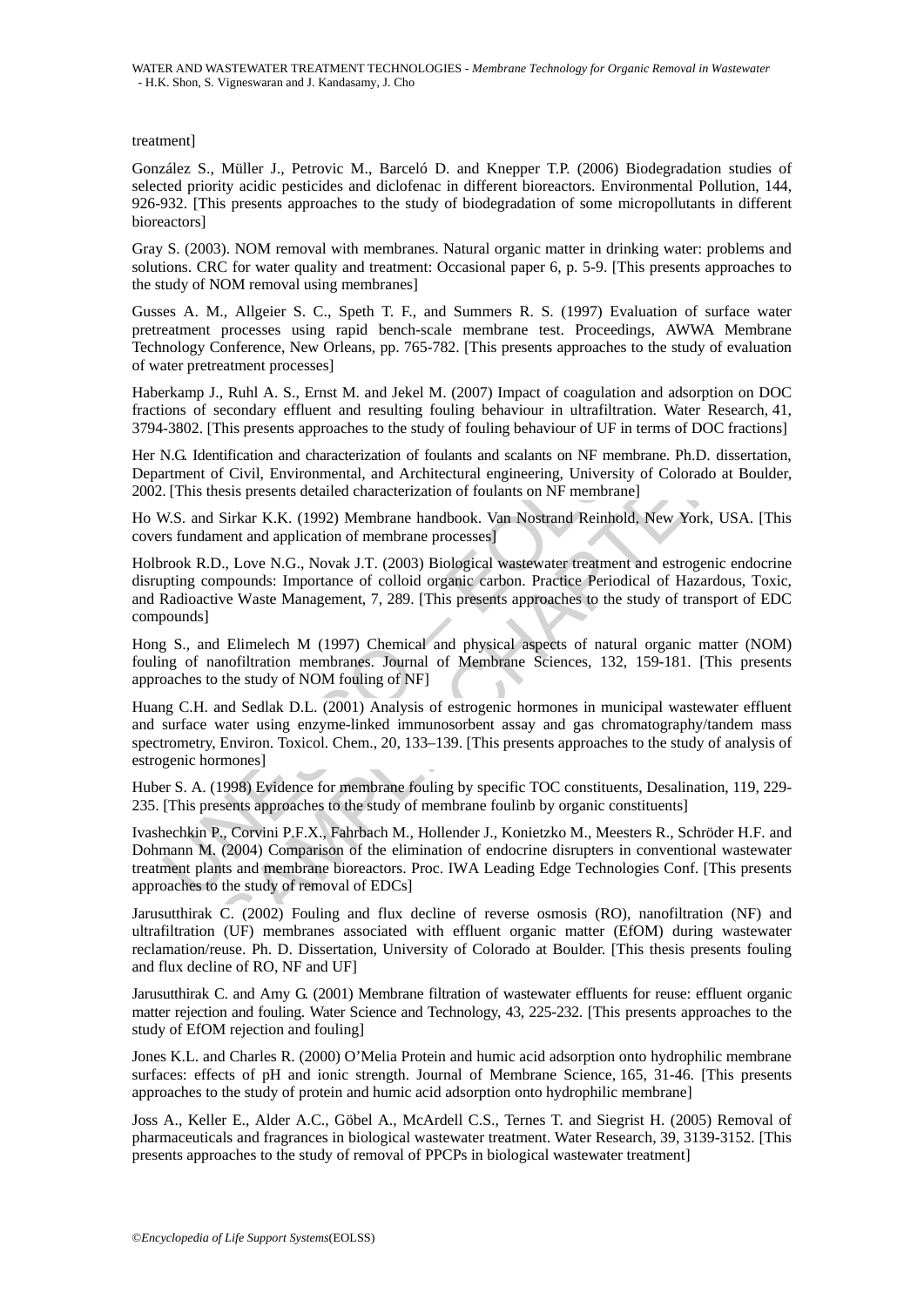treatment]

González S., Müller J., Petrovic M., Barceló D. and Knepper T.P. (2006) Biodegradation studies of selected priority acidic pesticides and diclofenac in different bioreactors. Environmental Pollution, 144, 926-932. [This presents approaches to the study of biodegradation of some micropollutants in different bioreactors]

Gray S. (2003). NOM removal with membranes. Natural organic matter in drinking water: problems and solutions. CRC for water quality and treatment: Occasional paper 6, p. 5-9. [This presents approaches to the study of NOM removal using membranes]

Gusses A. M., Allgeier S. C., Speth T. F., and Summers R. S. (1997) Evaluation of surface water pretreatment processes using rapid bench-scale membrane test. Proceedings, AWWA Membrane Technology Conference, New Orleans, pp. 765-782. [This presents approaches to the study of evaluation of water pretreatment processes]

Haberkamp J., Ruhl A. S., Ernst M. and Jekel M. (2007) Impact of coagulation and adsorption on DOC fractions of secondary effluent and resulting fouling behaviour in ultrafiltration. Water Research, 41, 3794-3802. [This presents approaches to the study of fouling behaviour of UF in terms of DOC fractions]

Her N.G. Identification and characterization of foulants and scalants on NF membrane. Ph.D. dissertation, Department of Civil, Environmental, and Architectural engineering, University of Colorado at Boulder, 2002. [This thesis presents detailed characterization of foulants on NF membrane]

Ho W.S. and Sirkar K.K. (1992) Membrane handbook. Van Nostrand Reinhold, New York, USA. [This covers fundament and application of membrane processes]

Holbrook R.D., Love N.G., Novak J.T. (2003) Biological wastewater treatment and estrogenic endocrine disrupting compounds: Importance of colloid organic carbon. Practice Periodical of Hazardous, Toxic, and Radioactive Waste Management, 7, 289. [This presents approaches to the study of transport of EDC compounds]

Hong S., and Elimelech M (1997) Chemical and physical aspects of natural organic matter (NOM) fouling of nanofiltration membranes. Journal of Membrane Sciences, 132, 159-181. [This presents approaches to the study of NOM fouling of NF]

Huang C.H. and Sedlak D.L. (2001) Analysis of estrogenic hormones in municipal wastewater effluent and surface water using enzyme-linked immunosorbent assay and gas chromatography/tandem mass spectrometry, Environ. Toxicol. Chem., 20, 133–139. [This presents approaches to the study of analysis of estrogenic hormones]

Huber S. A. (1998) Evidence for membrane fouling by specific TOC constituents, Desalination, 119, 229-235. [This presents approaches to the study of membrane foulinb by organic constituents]

Ivashechkin P., Corvini P.F.X., Fahrbach M., Hollender J., Konietzko M., Meesters R., Schröder H.F. and Dohmann M. (2004) Comparison of the elimination of endocrine disrupters in conventional wastewater treatment plants and membrane bioreactors. Proc. IWA Leading Edge Technologies Conf. [This presents approaches to the study of removal of EDCs]

Jarusutthirak C. (2002) Fouling and flux decline of reverse osmosis (RO), nanofiltration (NF) and ultrafiltration (UF) membranes associated with effluent organic matter (EfOM) during wastewater reclamation/reuse. Ph. D. Dissertation, University of Colorado at Boulder. [This thesis presents fouling and flux decline of RO, NF and UF]

Jarusutthirak C. and Amy G. (2001) Membrane filtration of wastewater effluents for reuse: effluent organic matter rejection and fouling. Water Science and Technology, 43, 225-232. [This presents approaches to the study of EfOM rejection and fouling]

Jones K.L. and Charles R. (2000) O'Melia Protein and humic acid adsorption onto hydrophilic membrane surfaces: effects of pH and ionic strength. Journal of Membrane Science, 165, 31-46. [This presents approaches to the study of protein and humic acid adsorption onto hydrophilic membrane]

Joss A., Keller E., Alder A.C., Göbel A., McArdell C.S., Ternes T. and Siegrist H. (2005) Removal of pharmaceuticals and fragrances in biological wastewater treatment. Water Research, 39, 3139-3152. [This presents approaches to the study of removal of PPCPs in biological wastewater treatment]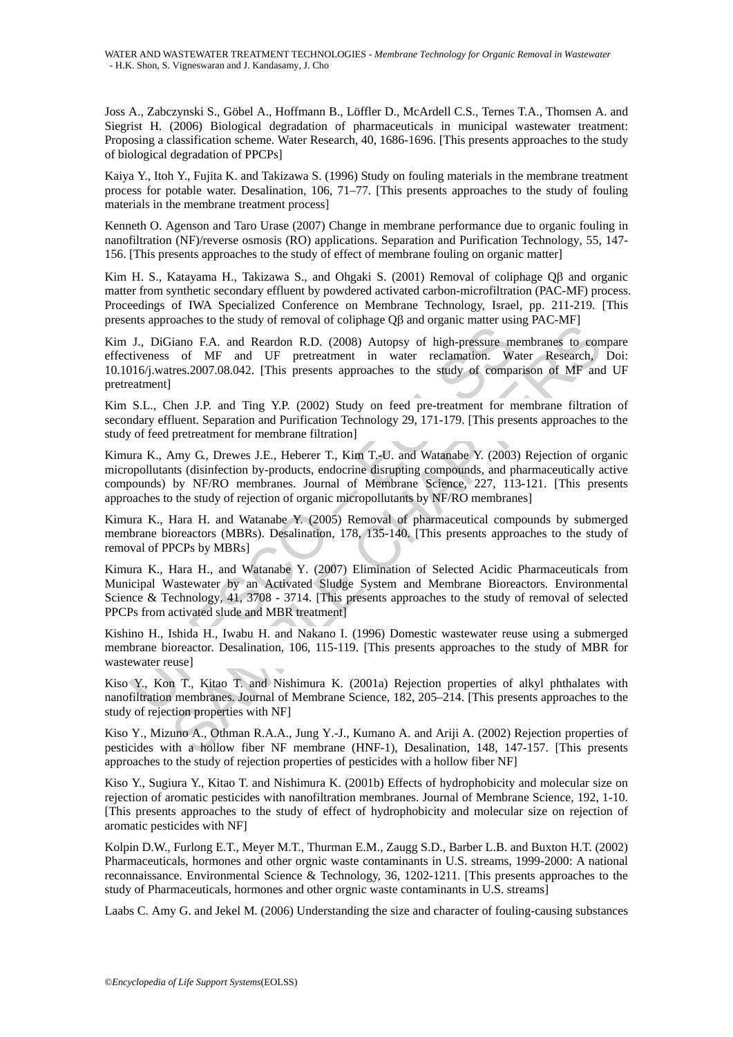Joss A., Zabczynski S., Göbel A., Hoffmann B., Löffler D., McArdell C.S., Ternes T.A., Thomsen A. and Siegrist H. (2006) Biological degradation of pharmaceuticals in municipal wastewater treatment: Proposing a classification scheme. Water Research, 40, 1686-1696. [This presents approaches to the study of biological degradation of PPCPs]

Kaiya Y., Itoh Y., Fujita K. and Takizawa S. (1996) Study on fouling materials in the membrane treatment process for potable water. Desalination, 106, 71–77. [This presents approaches to the study of fouling materials in the membrane treatment process]

Kenneth O. Agenson and Taro Urase (2007) Change in membrane performance due to organic fouling in nanofiltration (NF)/reverse osmosis (RO) applications. Separation and Purification Technology, 55, 147-156. [This presents approaches to the study of effect of membrane fouling on organic matter]

Kim H. S., Katayama H., Takizawa S., and Ohgaki S. (2001) Removal of coliphage Qβ and organic matter from synthetic secondary effluent by powdered activated carbon-microfiltration (PAC-MF) process. Proceedings of IWA Specialized Conference on Membrane Technology, Israel, pp. 211-219. [This presents approaches to the study of removal of coliphage Qβ and organic matter using PAC-MF]

Kim J., DiGiano F.A. and Reardon R.D. (2008) Autopsy of high-pressure membranes to compare effectiveness of MF and UF pretreatment in water reclamation. Water Research, Doi: 10.1016/j.watres.2007.08.042. [This presents approaches to the study of comparison of MF and UF pretreatment]

Kim S.L., Chen J.P. and Ting Y.P. (2002) Study on feed pre-treatment for membrane filtration of secondary effluent. Separation and Purification Technology 29, 171-179. [This presents approaches to the study of feed pretreatment for membrane filtration]

Kimura K., Amy G., Drewes J.E., Heberer T., Kim T.-U. and Watanabe Y. (2003) Rejection of organic micropollutants (disinfection by-products, endocrine disrupting compounds, and pharmaceutically active compounds) by NF/RO membranes. Journal of Membrane Science, 227, 113-121. [This presents approaches to the study of rejection of organic micropollutants by NF/RO membranes]

Kimura K., Hara H. and Watanabe Y. (2005) Removal of pharmaceutical compounds by submerged membrane bioreactors (MBRs). Desalination, 178, 135-140. [This presents approaches to the study of removal of PPCPs by MBRs]

Kimura K., Hara H., and Watanabe Y. (2007) Elimination of Selected Acidic Pharmaceuticals from Municipal Wastewater by an Activated Sludge System and Membrane Bioreactors. Environmental Science & Technology, 41, 3708 - 3714. [This presents approaches to the study of removal of selected PPCPs from activated slude and MBR treatment]

Kishino H., Ishida H., Iwabu H. and Nakano I. (1996) Domestic wastewater reuse using a submerged membrane bioreactor. Desalination, 106, 115-119. [This presents approaches to the study of MBR for wastewater reuse]

Kiso Y., Kon T., Kitao T. and Nishimura K. (2001a) Rejection properties of alkyl phthalates with nanofiltration membranes. Journal of Membrane Science, 182, 205–214. [This presents approaches to the study of rejection properties with NF]

Kiso Y., Mizuno A., Othman R.A.A., Jung Y.-J., Kumano A. and Ariji A. (2002) Rejection properties of pesticides with a hollow fiber NF membrane (HNF-1), Desalination, 148, 147-157. [This presents approaches to the study of rejection properties of pesticides with a hollow fiber NF]

Kiso Y., Sugiura Y., Kitao T. and Nishimura K. (2001b) Effects of hydrophobicity and molecular size on rejection of aromatic pesticides with nanofiltration membranes. Journal of Membrane Science, 192, 1-10. [This presents approaches to the study of effect of hydrophobicity and molecular size on rejection of aromatic pesticides with NF]

Kolpin D.W., Furlong E.T., Meyer M.T., Thurman E.M., Zaugg S.D., Barber L.B. and Buxton H.T. (2002) Pharmaceuticals, hormones and other orgnic waste contaminants in U.S. streams, 1999-2000: A national reconnaissance. Environmental Science & Technology, 36, 1202-1211. [This presents approaches to the study of Pharmaceuticals, hormones and other orgnic waste contaminants in U.S. streams]

Laabs C. Amy G. and Jekel M. (2006) Understanding the size and character of fouling-causing substances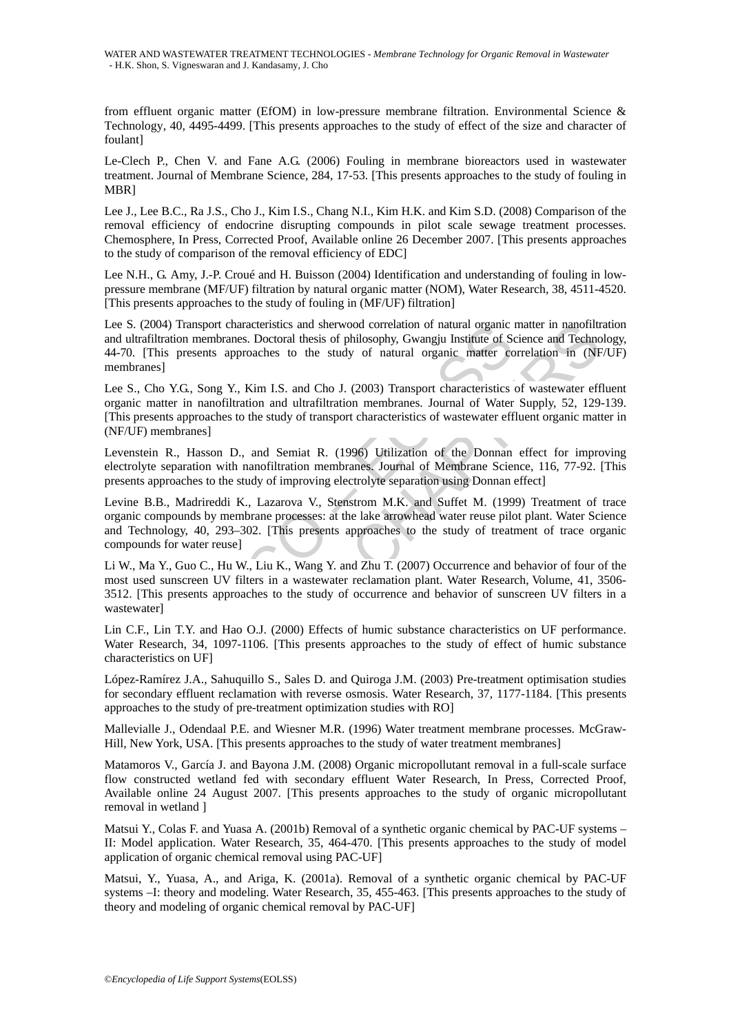from effluent organic matter (EfOM) in low-pressure membrane filtration. Environmental Science & Technology, 40, 4495-4499. [This presents approaches to the study of effect of the size and character of foulant]

Le-Clech P., Chen V. and Fane A.G. (2006) Fouling in membrane bioreactors used in wastewater treatment. Journal of Membrane Science, 284, 17-53. [This presents approaches to the study of fouling in MBR]

Lee J., Lee B.C., Ra J.S., Cho J., Kim I.S., Chang N.I., Kim H.K. and Kim S.D. (2008) Comparison of the removal efficiency of endocrine disrupting compounds in pilot scale sewage treatment processes. Chemosphere, In Press, Corrected Proof, Available online 26 December 2007. [This presents approaches to the study of comparison of the removal efficiency of EDC]

Lee N.H., G. Amy, J.-P. Croué and H. Buisson (2004) Identification and understanding of fouling in low-pressure membrane (MF/UF) filtration by natural organic matter (NOM), Water Research, 38, 4511-4520. [This presents approaches to the study of fouling in (MF/UF) filtration]

Lee S. (2004) Transport characteristics and sherwood correlation of natural organic matter in nanofiltration and ultrafiltration membranes. Doctoral thesis of philosophy, Gwangju Institute of Science and Technology, 44-70. [This presents approaches to the study of natural organic matter correlation in (NF/UF) membranes]

Lee S., Cho Y.G., Song Y., Kim I.S. and Cho J. (2003) Transport characteristics of wastewater effluent organic matter in nanofiltration and ultrafiltration membranes. Journal of Water Supply, 52, 129-139. [This presents approaches to the study of transport characteristics of wastewater effluent organic matter in (NF/UF) membranes]

Levenstein R., Hasson D., and Semiat R. (1996) Utilization of the Donnan effect for improving electrolyte separation with nanofiltration membranes. Journal of Membrane Science, 116, 77-92. [This presents approaches to the study of improving electrolyte separation using Donnan effect]

Levine B.B., Madrireddi K., Lazarova V., Stenstrom M.K. and Suffet M. (1999) Treatment of trace organic compounds by membrane processes: at the lake arrowhead water reuse pilot plant. Water Science and Technology, 40, 293–302. [This presents approaches to the study of treatment of trace organic compounds for water reuse]

Li W., Ma Y., Guo C., Hu W., Liu K., Wang Y. and Zhu T. (2007) Occurrence and behavior of four of the most used sunscreen UV filters in a wastewater reclamation plant. Water Research, Volume, 41, 3506-3512. [This presents approaches to the study of occurrence and behavior of sunscreen UV filters in a wastewater]

Lin C.F., Lin T.Y. and Hao O.J. (2000) Effects of humic substance characteristics on UF performance. Water Research, 34, 1097-1106. [This presents approaches to the study of effect of humic substance characteristics on UF]

López-Ramírez J.A., Sahuquillo S., Sales D. and Quiroga J.M. (2003) Pre-treatment optimisation studies for secondary effluent reclamation with reverse osmosis. Water Research, 37, 1177-1184. [This presents approaches to the study of pre-treatment optimization studies with RO]

Mallevialle J., Odendaal P.E. and Wiesner M.R. (1996) Water treatment membrane processes. McGraw-Hill, New York, USA. [This presents approaches to the study of water treatment membranes]

Matamoros V., García J. and Bayona J.M. (2008) Organic micropollutant removal in a full-scale surface flow constructed wetland fed with secondary effluent Water Research, In Press, Corrected Proof, Available online 24 August 2007. [This presents approaches to the study of organic micropollutant removal in wetland ]

Matsui Y., Colas F. and Yuasa A. (2001b) Removal of a synthetic organic chemical by PAC-UF systems – II: Model application. Water Research, 35, 464-470. [This presents approaches to the study of model application of organic chemical removal using PAC-UF]

Matsui, Y., Yuasa, A., and Ariga, K. (2001a). Removal of a synthetic organic chemical by PAC-UF systems –I: theory and modeling. Water Research, 35, 455-463. [This presents approaches to the study of theory and modeling of organic chemical removal by PAC-UF]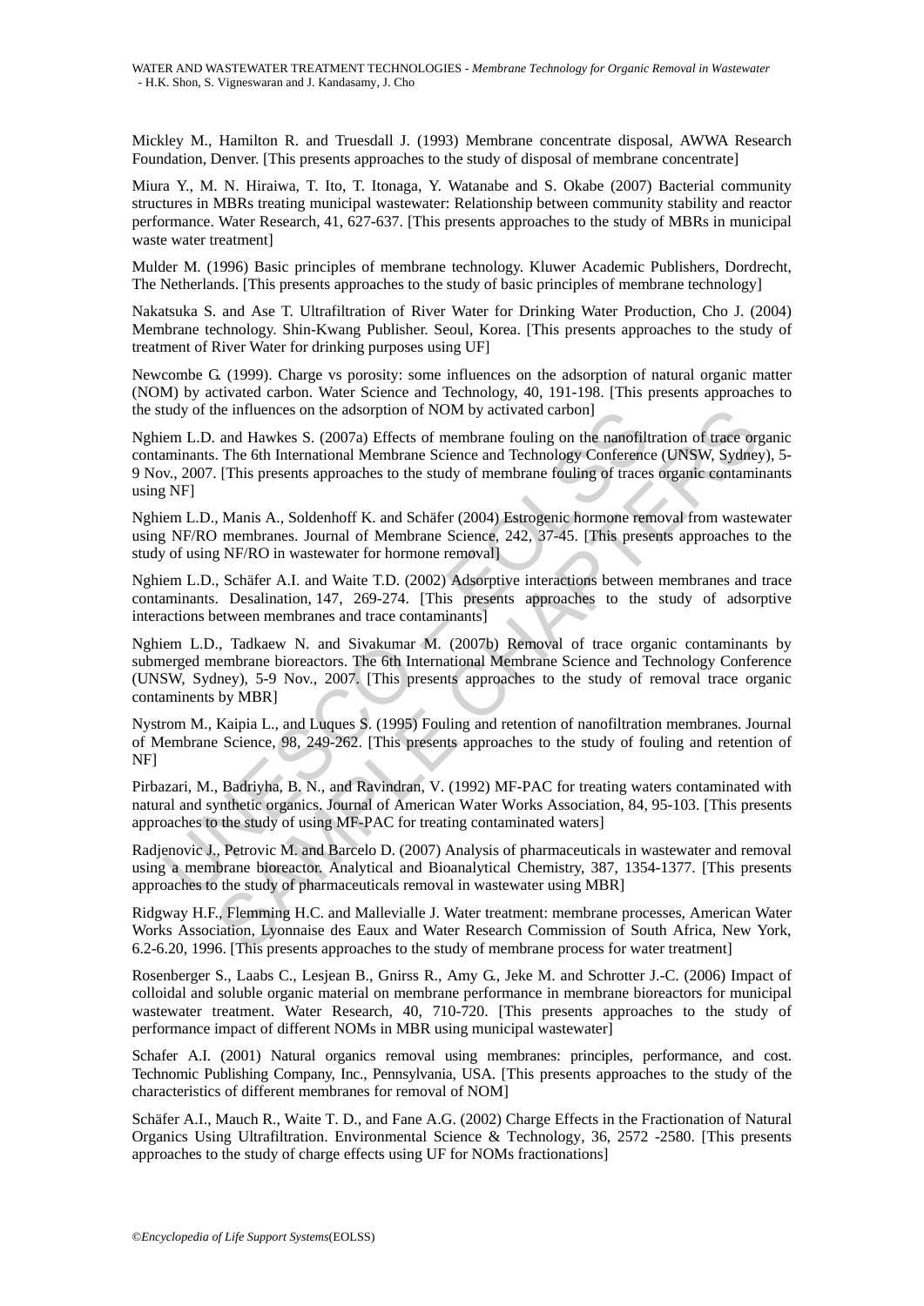Mickley M., Hamilton R. and Truesdall J. (1993) Membrane concentrate disposal, AWWA Research Foundation, Denver. [This presents approaches to the study of disposal of membrane concentrate]

Miura Y., M. N. Hiraiwa, T. Ito, T. Itonaga, Y. Watanabe and S. Okabe (2007) Bacterial community structures in MBRs treating municipal wastewater: Relationship between community stability and reactor performance. Water Research, 41, 627-637. [This presents approaches to the study of MBRs in municipal waste water treatment]

Mulder M. (1996) Basic principles of membrane technology. Kluwer Academic Publishers, Dordrecht, The Netherlands. [This presents approaches to the study of basic principles of membrane technology]

Nakatsuka S. and Ase T. Ultrafiltration of River Water for Drinking Water Production, Cho J. (2004) Membrane technology. Shin-Kwang Publisher. Seoul, Korea. [This presents approaches to the study of treatment of River Water for drinking purposes using UF]

Newcombe G. (1999). Charge vs porosity: some influences on the adsorption of natural organic matter (NOM) by activated carbon. Water Science and Technology, 40, 191-198. [This presents approaches to the study of the influences on the adsorption of NOM by activated carbon]

Nghiem L.D. and Hawkes S. (2007a) Effects of membrane fouling on the nanofiltration of trace organic contaminants. The 6th International Membrane Science and Technology Conference (UNSW, Sydney), 5-9 Nov., 2007. [This presents approaches to the study of membrane fouling of traces organic contaminants using NF]

Nghiem L.D., Manis A., Soldenhoff K. and Schäfer (2004) Estrogenic hormone removal from wastewater using NF/RO membranes. Journal of Membrane Science, 242, 37-45. [This presents approaches to the study of using NF/RO in wastewater for hormone removal]

Nghiem L.D., Schäfer A.I. and Waite T.D. (2002) Adsorptive interactions between membranes and trace contaminants. Desalination, 147, 269-274. [This presents approaches to the study of adsorptive interactions between membranes and trace contaminants]

Nghiem L.D., Tadkaew N. and Sivakumar M. (2007b) Removal of trace organic contaminants by submerged membrane bioreactors. The 6th International Membrane Science and Technology Conference (UNSW, Sydney), 5-9 Nov., 2007. [This presents approaches to the study of removal trace organic contaminents by MBR]

Nystrom M., Kaipia L., and Luques S. (1995) Fouling and retention of nanofiltration membranes. Journal of Membrane Science, 98, 249-262. [This presents approaches to the study of fouling and retention of NF]

Pirbazari, M., Badriyha, B. N., and Ravindran, V. (1992) MF-PAC for treating waters contaminated with natural and synthetic organics. Journal of American Water Works Association, 84, 95-103. [This presents approaches to the study of using MF-PAC for treating contaminated waters]

Radjenovic J., Petrovic M. and Barcelo D. (2007) Analysis of pharmaceuticals in wastewater and removal using a membrane bioreactor. Analytical and Bioanalytical Chemistry, 387, 1354-1377. [This presents approaches to the study of pharmaceuticals removal in wastewater using MBR]

Ridgway H.F., Flemming H.C. and Mallevialle J. Water treatment: membrane processes, American Water Works Association, Lyonnaise des Eaux and Water Research Commission of South Africa, New York, 6.2-6.20, 1996. [This presents approaches to the study of membrane process for water treatment]

Rosenberger S., Laabs C., Lesjean B., Gnirss R., Amy G., Jeke M. and Schrotter J.-C. (2006) Impact of colloidal and soluble organic material on membrane performance in membrane bioreactors for municipal wastewater treatment. Water Research, 40, 710-720. [This presents approaches to the study of performance impact of different NOMs in MBR using municipal wastewater]

Schafer A.I. (2001) Natural organics removal using membranes: principles, performance, and cost. Technomic Publishing Company, Inc., Pennsylvania, USA. [This presents approaches to the study of the characteristics of different membranes for removal of NOM]

Schäfer A.I., Mauch R., Waite T. D., and Fane A.G. (2002) Charge Effects in the Fractionation of Natural Organics Using Ultrafiltration. Environmental Science & Technology, 36, 2572 -2580. [This presents approaches to the study of charge effects using UF for NOMs fractionations]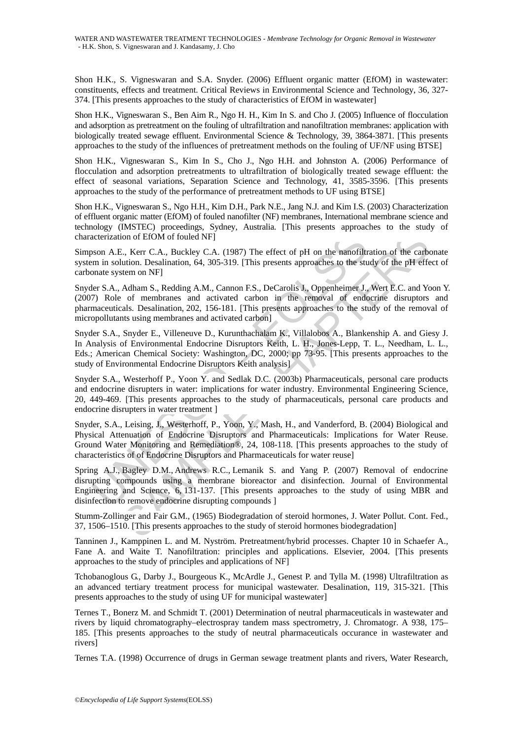Shon H.K., S. Vigneswaran and S.A. Snyder. (2006) Effluent organic matter (EfOM) in wastewater: constituents, effects and treatment. Critical Reviews in Environmental Science and Technology, 36, 327-374. [This presents approaches to the study of characteristics of EfOM in wastewater]

Shon H.K., Vigneswaran S., Ben Aim R., Ngo H. H., Kim In S. and Cho J. (2005) Influence of flocculation and adsorption as pretreatment on the fouling of ultrafiltration and nanofiltration membranes: application with biologically treated sewage effluent. Environmental Science & Technology, 39, 3864-3871. [This presents approaches to the study of the influences of pretreatment methods on the fouling of UF/NF using BTSE]

Shon H.K., Vigneswaran S., Kim In S., Cho J., Ngo H.H. and Johnston A. (2006) Performance of flocculation and adsorption pretreatments to ultrafiltration of biologically treated sewage effluent: the effect of seasonal variations, Separation Science and Technology, 41, 3585-3596. [This presents approaches to the study of the performance of pretreatment methods to UF using BTSE]

Shon H.K., Vigneswaran S., Ngo H.H., Kim D.H., Park N.E., Jang N.J. and Kim I.S. (2003) Characterization of effluent organic matter (EfOM) of fouled nanofilter (NF) membranes, International membrane science and technology (IMSTEC) proceedings, Sydney, Australia. [This presents approaches to the study of characterization of EfOM of fouled NF]

Simpson A.E., Kerr C.A., Buckley C.A. (1987) The effect of pH on the nanofiltration of the carbonate system in solution. Desalination, 64, 305-319. [This presents approaches to the study of the pH effect of carbonate system on NF]

Snyder S.A., Adham S., Redding A.M., Cannon F.S., DeCarolis J., Oppenheimer J., Wert E.C. and Yoon Y. (2007) Role of membranes and activated carbon in the removal of endocrine disruptors and pharmaceuticals. Desalination, 202, 156-181. [This presents approaches to the study of the removal of micropollutants using membranes and activated carbon]

Snyder S.A., Snyder E., Villeneuve D., Kurunthachalam K., Villalobos A., Blankenship A. and Giesy J. In Analysis of Environmental Endocrine Disruptors Keith, L. H., Jones-Lepp, T. L., Needham, L. L., Eds.; American Chemical Society: Washington, DC, 2000; pp 73-95. [This presents approaches to the study of Environmental Endocrine Disruptors Keith analysis]

Snyder S.A., Westerhoff P., Yoon Y. and Sedlak D.C. (2003b) Pharmaceuticals, personal care products and endocrine disrupters in water: implications for water industry. Environmental Engineering Science, 20, 449-469. [This presents approaches to the study of pharmaceuticals, personal care products and endocrine disrupters in water treatment ]

Snyder, S.A., Leising, J., Westerhoff, P., Yoon, Y., Mash, H., and Vanderford, B. (2004) Biological and Physical Attenuation of Endocrine Disruptors and Pharmaceuticals: Implications for Water Reuse. Ground Water Monitoring and Remediation®, 24, 108-118. [This presents approaches to the study of characteristics of of Endocrine Disruptors and Pharmaceuticals for water reuse]

Spring A.J., Bagley D.M., Andrews R.C., Lemanik S. and Yang P. (2007) Removal of endocrine disrupting compounds using a membrane bioreactor and disinfection. Journal of Environmental Engineering and Science, 6, 131-137. [This presents approaches to the study of using MBR and disinfection to remove endocrine disrupting compounds ]

Stumm-Zollinger and Fair G.M., (1965) Biodegradation of steroid hormones, J. Water Pollut. Cont. Fed., 37, 1506–1510. [This presents approaches to the study of steroid hormones biodegradation]

Tanninen J., Kamppinen L. and M. Nyström. Pretreatment/hybrid processes. Chapter 10 in Schaefer A., Fane A. and Waite T. Nanofiltration: principles and applications. Elsevier, 2004. [This presents approaches to the study of principles and applications of NF]

Tchobanoglous G., Darby J., Bourgeous K., McArdle J., Genest P. and Tylla M. (1998) Ultrafiltration as an advanced tertiary treatment process for municipal wastewater. Desalination, 119, 315-321. [This presents approaches to the study of using UF for municipal wastewater]

Ternes T., Bonerz M. and Schmidt T. (2001) Determination of neutral pharmaceuticals in wastewater and rivers by liquid chromatography–electrospray tandem mass spectrometry, J. Chromatogr. A 938, 175–185. [This presents approaches to the study of neutral pharmaceuticals occurance in wastewater and rivers]

Ternes T.A. (1998) Occurrence of drugs in German sewage treatment plants and rivers, Water Research,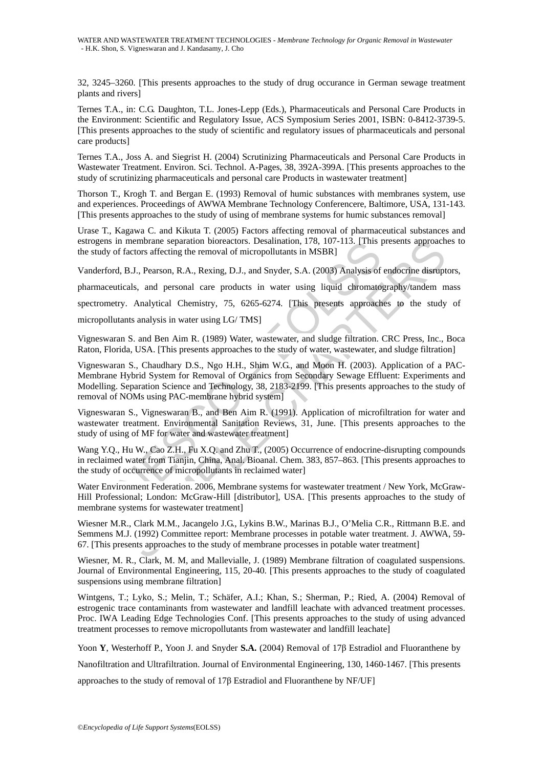32, 3245–3260. [This presents approaches to the study of drug occurance in German sewage treatment plants and rivers]

Ternes T.A., in: C.G. Daughton, T.L. Jones-Lepp (Eds.), Pharmaceuticals and Personal Care Products in the Environment: Scientific and Regulatory Issue, ACS Symposium Series 2001, ISBN: 0-8412-3739-5. [This presents approaches to the study of scientific and regulatory issues of pharmaceuticals and personal care products]

Ternes T.A., Joss A. and Siegrist H. (2004) Scrutinizing Pharmaceuticals and Personal Care Products in Wastewater Treatment. Environ. Sci. Technol. A-Pages, 38, 392A-399A. [This presents approaches to the study of scrutinizing pharmaceuticals and personal care Products in wastewater treatment]

Thorson T., Krogh T. and Bergan E. (1993) Removal of humic substances with membranes system, use and experiences. Proceedings of AWWA Membrane Technology Conferencere, Baltimore, USA, 131-143. [This presents approaches to the study of using of membrane systems for humic substances removal]

Urase T., Kagawa C. and Kikuta T. (2005) Factors affecting removal of pharmaceutical substances and estrogens in membrane separation bioreactors. Desalination, 178, 107-113. [This presents approaches to the study of factors affecting the removal of micropollutants in MSBR]

Vanderford, B.J., Pearson, R.A., Rexing, D.J., and Snyder, S.A. (2003) Analysis of endocrine disruptors, pharmaceuticals, and personal care products in water using liquid chromatography/tandem mass spectrometry. Analytical Chemistry, 75, 6265-6274. [This presents approaches to the study of micropollutants analysis in water using LG/ TMS]

Vigneswaran S. and Ben Aim R. (1989) Water, wastewater, and sludge filtration. CRC Press, Inc., Boca Raton, Florida, USA. [This presents approaches to the study of water, wastewater, and sludge filtration]

Vigneswaran S., Chaudhary D.S., Ngo H.H., Shim W.G., and Moon H. (2003). Application of a PAC-Membrane Hybrid System for Removal of Organics from Secondary Sewage Effluent: Experiments and Modelling. Separation Science and Technology, 38, 2183-2199. [This presents approaches to the study of removal of NOMs using PAC-membrane hybrid system]

Vigneswaran S., Vigneswaran B., and Ben Aim R. (1991). Application of microfiltration for water and wastewater treatment. Environmental Sanitation Reviews, 31, June. [This presents approaches to the study of using of MF for water and wastewater treatment]

Wang Y.Q., Hu W., Cao Z.H., Fu X.Q. and Zhu T., (2005) Occurrence of endocrine-disrupting compounds in reclaimed water from Tianjin, China, Anal. Bioanal. Chem. 383, 857–863. [This presents approaches to the study of occurrence of micropollutants in reclaimed water]

Water Environment Federation. 2006, Membrane systems for wastewater treatment / New York, McGraw-Hill Professional; London: McGraw-Hill [distributor], USA. [This presents approaches to the study of membrane systems for wastewater treatment]

Wiesner M.R., Clark M.M., Jacangelo J.G., Lykins B.W., Marinas B.J., O'Melia C.R., Rittmann B.E. and Semmens M.J. (1992) Committee report: Membrane processes in potable water treatment. J. AWWA, 59-67. [This presents approaches to the study of membrane processes in potable water treatment]

Wiesner, M. R., Clark, M. M, and Mallevialle, J. (1989) Membrane filtration of coagulated suspensions. Journal of Environmental Engineering, 115, 20-40. [This presents approaches to the study of coagulated suspensions using membrane filtration]

Wintgens, T.; Lyko, S.; Melin, T.; Schäfer, A.I.; Khan, S.; Sherman, P.; Ried, A. (2004) Removal of estrogenic trace contaminants from wastewater and landfill leachate with advanced treatment processes. Proc. IWA Leading Edge Technologies Conf. [This presents approaches to the study of using advanced treatment processes to remove micropollutants from wastewater and landfill leachate]

Yoon **Y**, Westerhoff P., Yoon J. and Snyder **S.A.** (2004) Removal of 17β Estradiol and Fluoranthene by Nanofiltration and Ultrafiltration. Journal of Environmental Engineering, 130, 1460-1467. [This presents approaches to the study of removal of 17β Estradiol and Fluoranthene by NF/UF]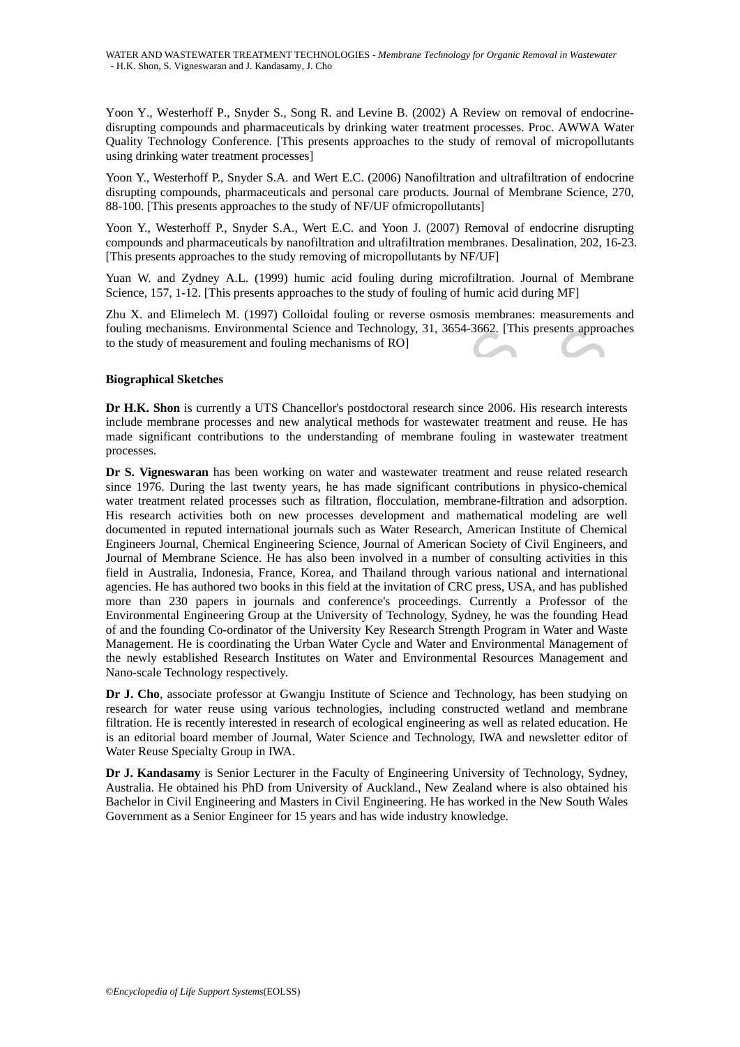Yoon Y., Westerhoff P., Snyder S., Song R. and Levine B. (2002) A Review on removal of endocrine-disrupting compounds and pharmaceuticals by drinking water treatment processes. Proc. AWWA Water Quality Technology Conference. [This presents approaches to the study of removal of micropollutants using drinking water treatment processes]

Yoon Y., Westerhoff P., Snyder S.A. and Wert E.C. (2006) Nanofiltration and ultrafiltration of endocrine disrupting compounds, pharmaceuticals and personal care products. Journal of Membrane Science, 270, 88-100. [This presents approaches to the study of NF/UF ofmicropollutants]

Yoon Y., Westerhoff P., Snyder S.A., Wert E.C. and Yoon J. (2007) Removal of endocrine disrupting compounds and pharmaceuticals by nanofiltration and ultrafiltration membranes. Desalination, 202, 16-23. [This presents approaches to the study removing of micropollutants by NF/UF]

Yuan W. and Zydney A.L. (1999) humic acid fouling during microfiltration. Journal of Membrane Science, 157, 1-12. [This presents approaches to the study of fouling of humic acid during MF]

Zhu X. and Elimelech M. (1997) Colloidal fouling or reverse osmosis membranes: measurements and fouling mechanisms. Environmental Science and Technology, 31, 3654-3662. [This presents approaches to the study of measurement and fouling mechanisms of RO]

#### Biographical Sketches

**Dr H.K. Shon** is currently a UTS Chancellor's postdoctoral research since 2006. His research interests include membrane processes and new analytical methods for wastewater treatment and reuse. He has made significant contributions to the understanding of membrane fouling in wastewater treatment processes.

**Dr S. Vigneswaran** has been working on water and wastewater treatment and reuse related research since 1976. During the last twenty years, he has made significant contributions in physico-chemical water treatment related processes such as filtration, flocculation, membrane-filtration and adsorption. His research activities both on new processes development and mathematical modeling are well documented in reputed international journals such as Water Research, American Institute of Chemical Engineers Journal, Chemical Engineering Science, Journal of American Society of Civil Engineers, and Journal of Membrane Science. He has also been involved in a number of consulting activities in this field in Australia, Indonesia, France, Korea, and Thailand through various national and international agencies. He has authored two books in this field at the invitation of CRC press, USA, and has published more than 230 papers in journals and conference's proceedings. Currently a Professor of the Environmental Engineering Group at the University of Technology, Sydney, he was the founding Head of and the founding Co-ordinator of the University Key Research Strength Program in Water and Waste Management. He is coordinating the Urban Water Cycle and Water and Environmental Management of the newly established Research Institutes on Water and Environmental Resources Management and Nano-scale Technology respectively.

**Dr J. Cho**, associate professor at Gwangju Institute of Science and Technology, has been studying on research for water reuse using various technologies, including constructed wetland and membrane filtration. He is recently interested in research of ecological engineering as well as related education. He is an editorial board member of Journal, Water Science and Technology, IWA and newsletter editor of Water Reuse Specialty Group in IWA.

**Dr J. Kandasamy** is Senior Lecturer in the Faculty of Engineering University of Technology, Sydney, Australia. He obtained his PhD from University of Auckland., New Zealand where is also obtained his Bachelor in Civil Engineering and Masters in Civil Engineering. He has worked in the New South Wales Government as a Senior Engineer for 15 years and has wide industry knowledge.